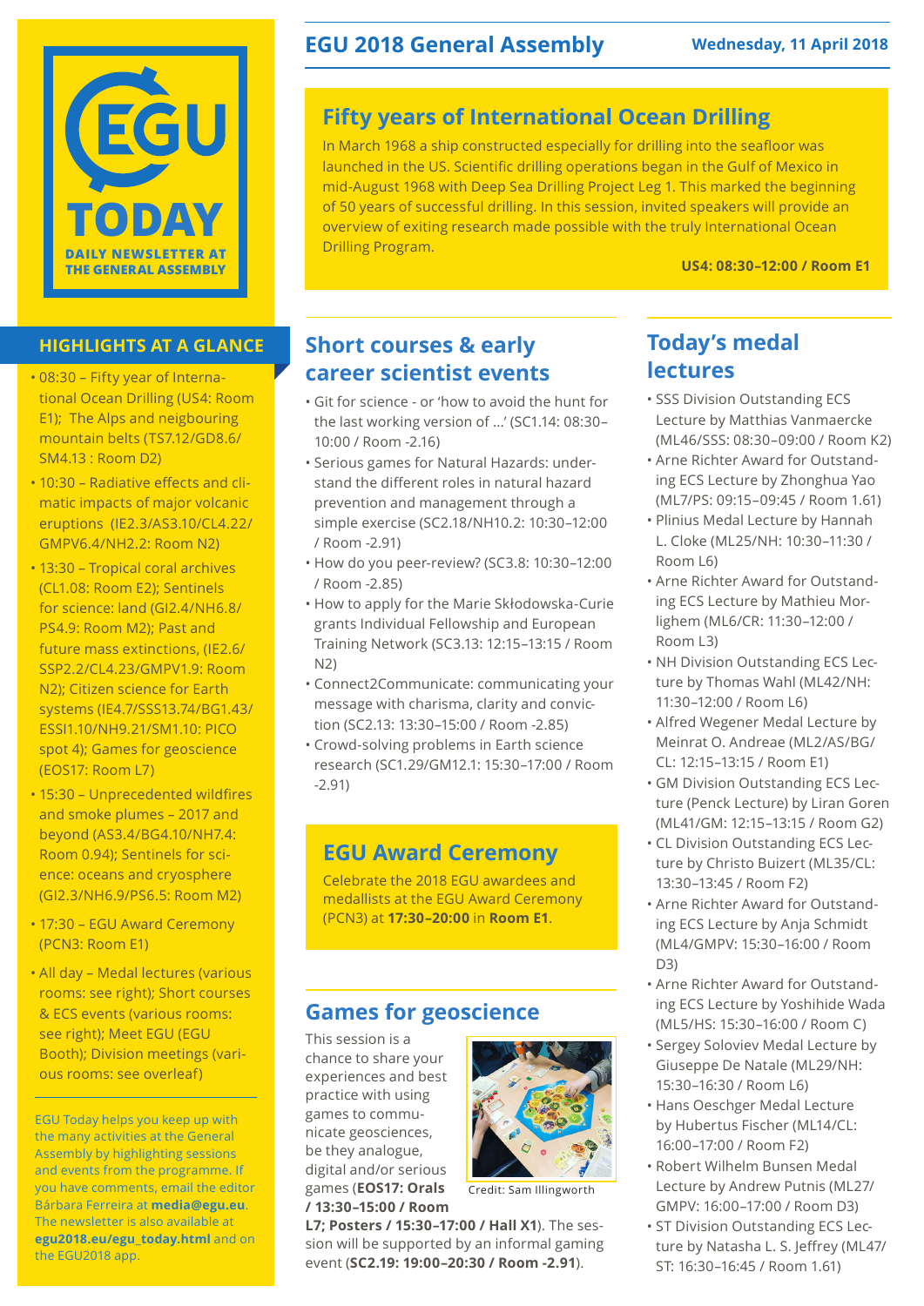# EGU TODAY

DAILY NEWSLETTER AT THE GENERAL ASSEMBLY

EGU 2018 General Assembly — Wednesday, 11 April 2018

## HIGHLIGHTS AT A GLANCE

- 08:30 – Fifty year of International Ocean Drilling (US4: Room E1); The Alps and neigbouring mountain belts (TS7.12/GD8.6/SM4.13 : Room D2)
- 10:30 – Radiative effects and climatic impacts of major volcanic eruptions (IE2.3/AS3.10/CL4.22/GMPV6.4/NH2.2: Room N2)
- 13:30 – Tropical coral archives (CL1.08: Room E2); Sentinels for science: land (GI2.4/NH6.8/PS4.9: Room M2); Past and future mass extinctions, (IE2.6/SSP2.2/CL4.23/GMPV1.9: Room N2); Citizen science for Earth systems (IE4.7/SSS13.74/BG1.43/ESSI1.10/NH9.21/SM1.10: PICO spot 4); Games for geoscience (EOS17: Room L7)
- 15:30 – Unprecedented wildfires and smoke plumes – 2017 and beyond (AS3.4/BG4.10/NH7.4: Room 0.94); Sentinels for science: oceans and cryosphere (GI2.3/NH6.9/PS6.5: Room M2)
- 17:30 – EGU Award Ceremony (PCN3: Room E1)
- All day – Medal lectures (various rooms: see right); Short courses & ECS events (various rooms: see right); Meet EGU (EGU Booth); Division meetings (various rooms: see overleaf)

EGU Today helps you keep up with the many activities at the General Assembly by highlighting sessions and events from the programme. If you have comments, email the editor Bárbara Ferreira at **media@egu.eu**. The newsletter is also available at **egu2018.eu/egu_today.html** and on the EGU2018 app.

## Fifty years of International Ocean Drilling

In March 1968 a ship constructed especially for drilling into the seafloor was launched in the US. Scientific drilling operations began in the Gulf of Mexico in mid-August 1968 with Deep Sea Drilling Project Leg 1. This marked the beginning of 50 years of successful drilling. In this session, invited speakers will provide an overview of exiting research made possible with the truly International Ocean Drilling Program.

**US4: 08:30–12:00 / Room E1**

## Short courses & early career scientist events

- Git for science - or 'how to avoid the hunt for the last working version of ...' (SC1.14: 08:30–10:00 / Room -2.16)
- Serious games for Natural Hazards: understand the different roles in natural hazard prevention and management through a simple exercise (SC2.18/NH10.2: 10:30–12:00 / Room -2.91)
- How do you peer-review? (SC3.8: 10:30–12:00 / Room -2.85)
- How to apply for the Marie Skłodowska-Curie grants Individual Fellowship and European Training Network (SC3.13: 12:15–13:15 / Room N2)
- Connect2Communicate: communicating your message with charisma, clarity and conviction (SC2.13: 13:30–15:00 / Room -2.85)
- Crowd-solving problems in Earth science research (SC1.29/GM12.1: 15:30–17:00 / Room -2.91)

## EGU Award Ceremony

Celebrate the 2018 EGU awardees and medallists at the EGU Award Ceremony (PCN3) at **17:30–20:00** in **Room E1**.

## Games for geoscience

This session is a chance to share your experiences and best practice with using games to communicate geosciences, be they analogue, digital and/or serious games (**EOS17: Orals / 13:30–15:00 / Room L7; Posters / 15:30–17:00 / Hall X1**). The session will be supported by an informal gaming event (**SC2.19: 19:00–20:30 / Room -2.91**).

Credit: Sam Illingworth

## Today's medal lectures

- SSS Division Outstanding ECS Lecture by Matthias Vanmaercke (ML46/SSS: 08:30–09:00 / Room K2)
- Arne Richter Award for Outstanding ECS Lecture by Zhonghua Yao (ML7/PS: 09:15–09:45 / Room 1.61)
- Plinius Medal Lecture by Hannah L. Cloke (ML25/NH: 10:30–11:30 / Room L6)
- Arne Richter Award for Outstanding ECS Lecture by Mathieu Morlighem (ML6/CR: 11:30–12:00 / Room L3)
- NH Division Outstanding ECS Lecture by Thomas Wahl (ML42/NH: 11:30–12:00 / Room L6)
- Alfred Wegener Medal Lecture by Meinrat O. Andreae (ML2/AS/BG/CL: 12:15–13:15 / Room E1)
- GM Division Outstanding ECS Lecture (Penck Lecture) by Liran Goren (ML41/GM: 12:15–13:15 / Room G2)
- CL Division Outstanding ECS Lecture by Christo Buizert (ML35/CL: 13:30–13:45 / Room F2)
- Arne Richter Award for Outstanding ECS Lecture by Anja Schmidt (ML4/GMPV: 15:30–16:00 / Room D3)
- Arne Richter Award for Outstanding ECS Lecture by Yoshihide Wada (ML5/HS: 15:30–16:00 / Room C)
- Sergey Soloviev Medal Lecture by Giuseppe De Natale (ML29/NH: 15:30–16:30 / Room L6)
- Hans Oeschger Medal Lecture by Hubertus Fischer (ML14/CL: 16:00–17:00 / Room F2)
- Robert Wilhelm Bunsen Medal Lecture by Andrew Putnis (ML27/GMPV: 16:00–17:00 / Room D3)
- ST Division Outstanding ECS Lecture by Natasha L. S. Jeffrey (ML47/ST: 16:30–16:45 / Room 1.61)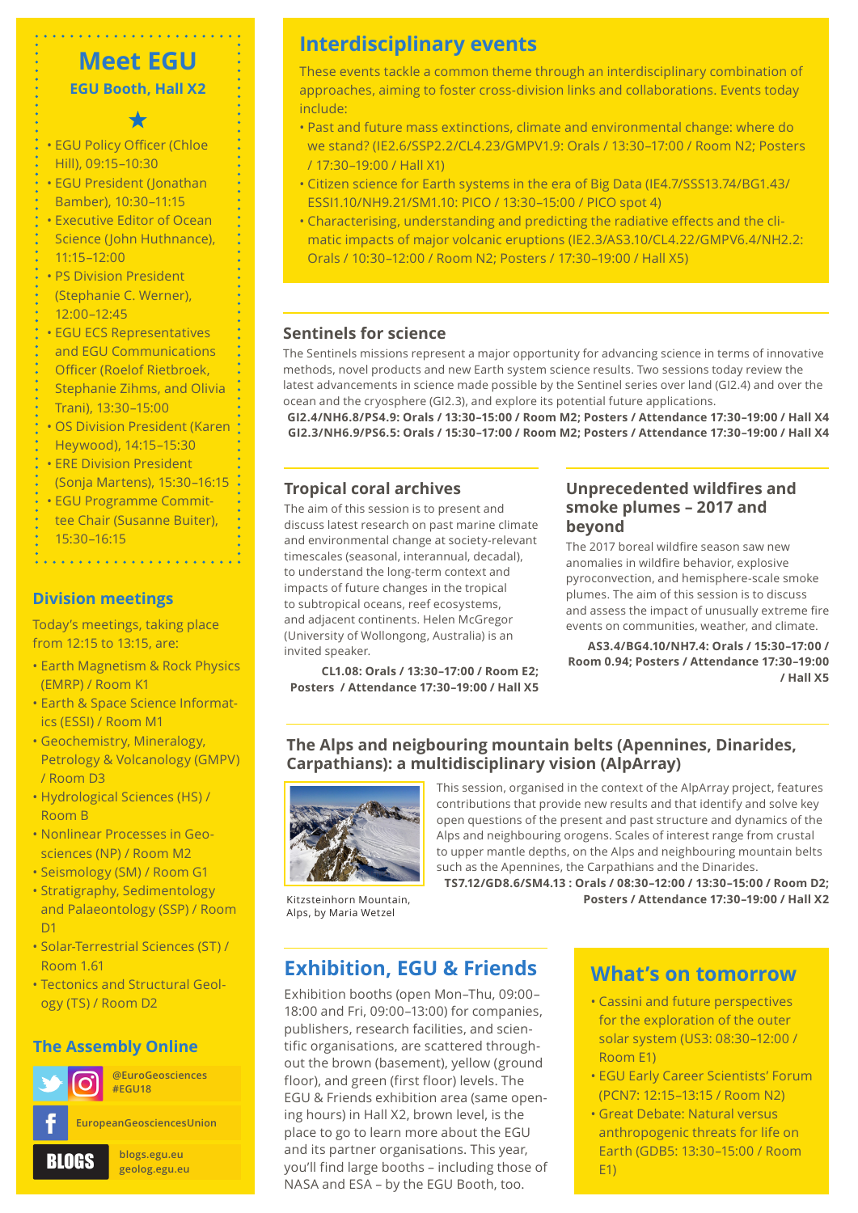## Meet EGU

**EGU Booth, Hall X2**

★

- EGU Policy Officer (Chloe Hill), 09:15–10:30
- EGU President (Jonathan Bamber), 10:30–11:15
- Executive Editor of Ocean Science (John Huthnance), 11:15–12:00
- PS Division President (Stephanie C. Werner), 12:00–12:45
- EGU ECS Representatives and EGU Communications Officer (Roelof Rietbroek, Stephanie Zihms, and Olivia Trani), 13:30–15:00
- OS Division President (Karen Heywood), 14:15–15:30
- ERE Division President (Sonja Martens), 15:30–16:15
- EGU Programme Committee Chair (Susanne Buiter), 15:30–16:15

## Division meetings

Today's meetings, taking place from 12:15 to 13:15, are:

- Earth Magnetism & Rock Physics (EMRP) / Room K1
- Earth & Space Science Informatics (ESSI) / Room M1
- Geochemistry, Mineralogy, Petrology & Volcanology (GMPV) / Room D3
- Hydrological Sciences (HS) / Room B
- Nonlinear Processes in Geosciences (NP) / Room M2
- Seismology (SM) / Room G1
- Stratigraphy, Sedimentology and Palaeontology (SSP) / Room D1
- Solar-Terrestrial Sciences (ST) / Room 1.61
- Tectonics and Structural Geology (TS) / Room D2

## The Assembly Online

@EuroGeosciences
#EGU18

EuropeanGeosciencesUnion

BLOGS
blogs.egu.eu
geolog.egu.eu

## Interdisciplinary events

These events tackle a common theme through an interdisciplinary combination of approaches, aiming to foster cross-division links and collaborations. Events today include:

- Past and future mass extinctions, climate and environmental change: where do we stand? (IE2.6/SSP2.2/CL4.23/GMPV1.9: Orals / 13:30–17:00 / Room N2; Posters / 17:30–19:00 / Hall X1)
- Citizen science for Earth systems in the era of Big Data (IE4.7/SSS13.74/BG1.43/ESSI1.10/NH9.21/SM1.10: PICO / 13:30–15:00 / PICO spot 4)
- Characterising, understanding and predicting the radiative effects and the climatic impacts of major volcanic eruptions (IE2.3/AS3.10/CL4.22/GMPV6.4/NH2.2: Orals / 10:30–12:00 / Room N2; Posters / 17:30–19:00 / Hall X5)

### Sentinels for science

The Sentinels missions represent a major opportunity for advancing science in terms of innovative methods, novel products and new Earth system science results. Two sessions today review the latest advancements in science made possible by the Sentinel series over land (GI2.4) and over the ocean and the cryosphere (GI2.3), and explore its potential future applications.

**GI2.4/NH6.8/PS4.9: Orals / 13:30–15:00 / Room M2; Posters / Attendance 17:30–19:00 / Hall X4**
**GI2.3/NH6.9/PS6.5: Orals / 15:30–17:00 / Room M2; Posters / Attendance 17:30–19:00 / Hall X4**

### Tropical coral archives

The aim of this session is to present and discuss latest research on past marine climate and environmental change at society-relevant timescales (seasonal, interannual, decadal), to understand the long-term context and impacts of future changes in the tropical to subtropical oceans, reef ecosystems, and adjacent continents. Helen McGregor (University of Wollongong, Australia) is an invited speaker.

**CL1.08: Orals / 13:30–17:00 / Room E2; Posters / Attendance 17:30–19:00 / Hall X5**

### Unprecedented wildfires and smoke plumes – 2017 and beyond

The 2017 boreal wildfire season saw new anomalies in wildfire behavior, explosive pyroconvection, and hemisphere-scale smoke plumes. The aim of this session is to discuss and assess the impact of unusually extreme fire events on communities, weather, and climate.

**AS3.4/BG4.10/NH7.4: Orals / 15:30–17:00 / Room 0.94; Posters / Attendance 17:30–19:00 / Hall X5**

### The Alps and neigbouring mountain belts (Apennines, Dinarides, Carpathians): a multidisciplinary vision (AlpArray)

Kitzsteinhorn Mountain, Alps, by Maria Wetzel

This session, organised in the context of the AlpArray project, features contributions that provide new results and that identify and solve key open questions of the present and past structure and dynamics of the Alps and neighbouring orogens. Scales of interest range from crustal to upper mantle depths, on the Alps and neighbouring mountain belts such as the Apennines, the Carpathians and the Dinarides.

**TS7.12/GD8.6/SM4.13 : Orals / 08:30–12:00 / 13:30–15:00 / Room D2; Posters / Attendance 17:30–19:00 / Hall X2**

## Exhibition, EGU & Friends

Exhibition booths (open Mon–Thu, 09:00–18:00 and Fri, 09:00–13:00) for companies, publishers, research facilities, and scientific organisations, are scattered throughout the brown (basement), yellow (ground floor), and green (first floor) levels. The EGU & Friends exhibition area (same opening hours) in Hall X2, brown level, is the place to go to learn more about the EGU and its partner organisations. This year, you'll find large booths – including those of NASA and ESA – by the EGU Booth, too.

## What's on tomorrow

- Cassini and future perspectives for the exploration of the outer solar system (US3: 08:30–12:00 / Room E1)
- EGU Early Career Scientists' Forum (PCN7: 12:15–13:15 / Room N2)
- Great Debate: Natural versus anthropogenic threats for life on Earth (GDB5: 13:30–15:00 / Room E1)